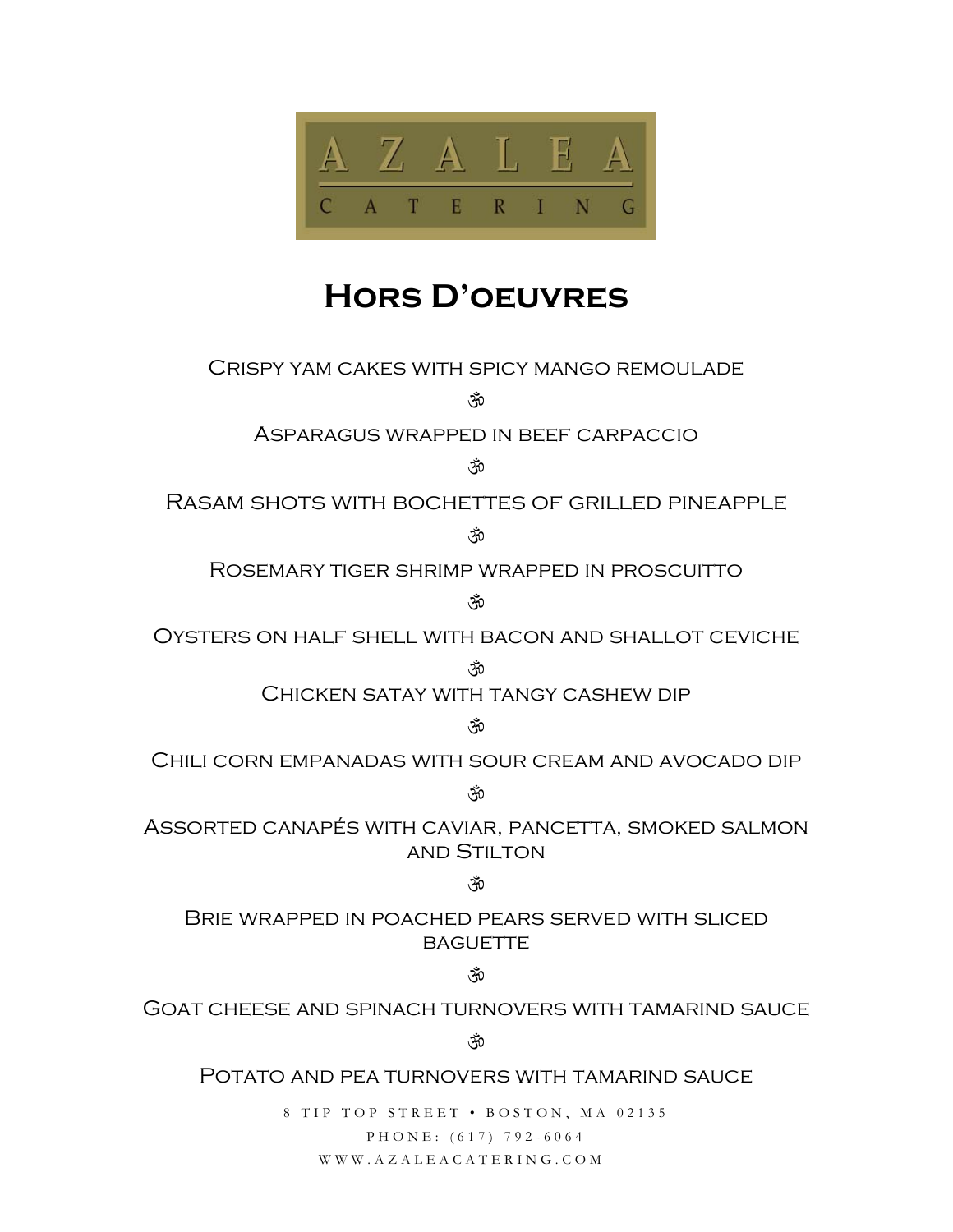AZALEA

CATERING

# Hors D'oeuvres

Crispy yam cakes with spicy mango remoulade

ॐ

Asparagus wrapped in beef carpaccio

ॐ

Rasam shots with bochettes of grilled pineapple

ॐ

Rosemary tiger shrimp wrapped in proscuitto

ॐ

Oysters on half shell with bacon and shallot ceviche

ॐ

Chicken satay with tangy cashew dip

ॐ

Chili corn empanadas with sour cream and avocado dip

ॐ

Assorted canapés with caviar, pancetta, smoked salmon and Stilton

ॐ

Brie wrapped in poached pears served with sliced baguette

ॐ

Goat cheese and spinach turnovers with tamarind sauce

ॐ

Potato and pea turnovers with tamarind sauce

8 TIP TOP STREET • BOSTON, MA 02135

PHONE: (617) 792-6064

WWW.AZALEACATERING.COM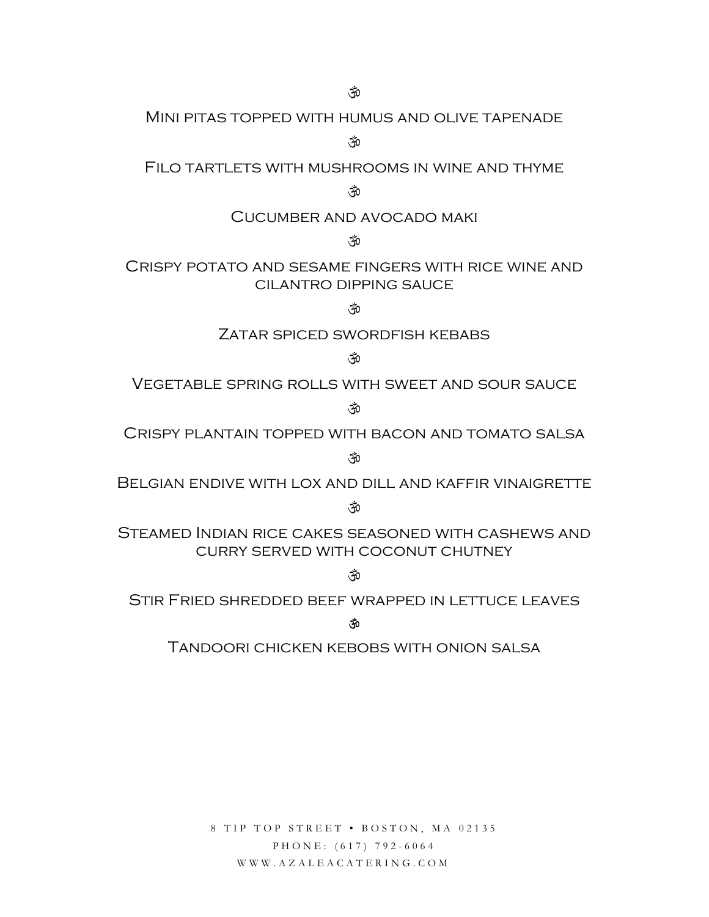ॐ

Mini pitas topped with humus and olive tapenade

ॐ

Filo tartlets with mushrooms in wine and thyme

ॐ

Cucumber and avocado maki

ॐ

Crispy potato and sesame fingers with rice wine and cilantro dipping sauce

ॐ

Zatar spiced swordfish kebabs

ॐ

Vegetable spring rolls with sweet and sour sauce

ॐ

Crispy plantain topped with bacon and tomato salsa

ॐ

Belgian endive with lox and dill and kaffir vinaigrette

ॐ

Steamed Indian rice cakes seasoned with cashews and curry served with coconut chutney

ॐ

Stir Fried shredded beef wrapped in lettuce leaves

ॐ

Tandoori chicken kebobs with onion salsa